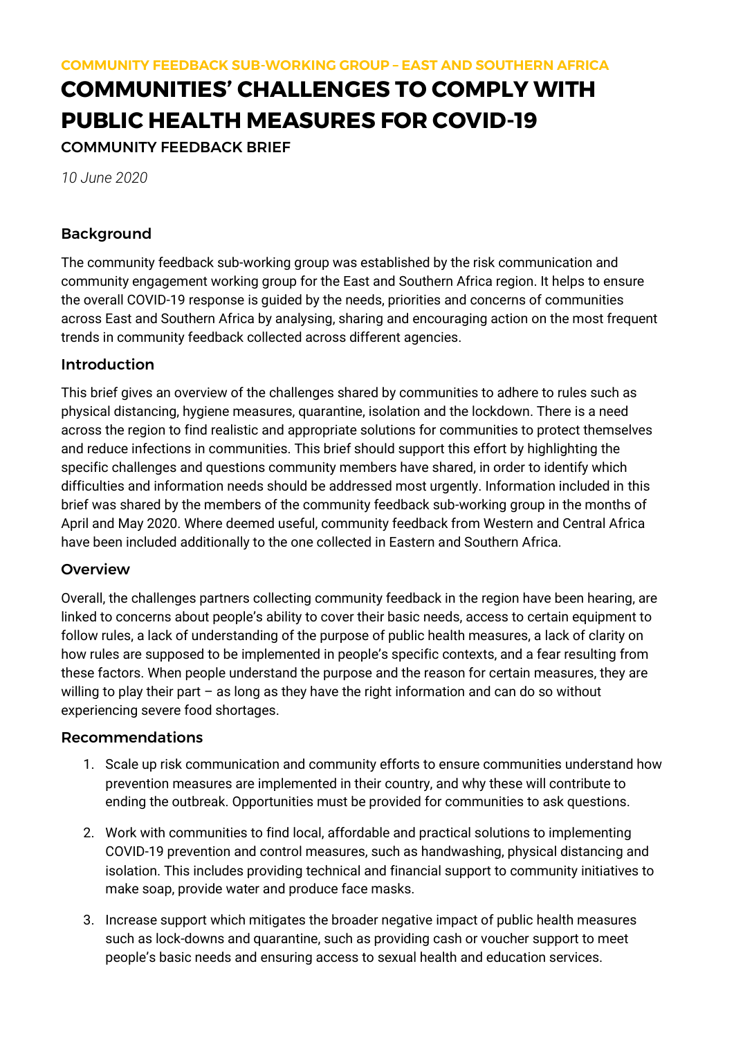COMMUNITY FEEDBACK SUB-WORKING GROUP – EAST AND SOUTHERN AFRICA

# COMMUNITIES' CHALLENGES TO COMPLY WITH PUBLIC HEALTH MEASURES FOR COVID-19

COMMUNITY FEEDBACK BRIEF

*10 June 2020*

## Background

The community feedback sub-working group was established by the risk communication and community engagement working group for the East and Southern Africa region. It helps to ensure the overall COVID-19 response is guided by the needs, priorities and concerns of communities across East and Southern Africa by analysing, sharing and encouraging action on the most frequent trends in community feedback collected across different agencies.

## Introduction

This brief gives an overview of the challenges shared by communities to adhere to rules such as physical distancing, hygiene measures, quarantine, isolation and the lockdown. There is a need across the region to find realistic and appropriate solutions for communities to protect themselves and reduce infections in communities. This brief should support this effort by highlighting the specific challenges and questions community members have shared, in order to identify which difficulties and information needs should be addressed most urgently. Information included in this brief was shared by the members of the community feedback sub-working group in the months of April and May 2020. Where deemed useful, community feedback from Western and Central Africa have been included additionally to the one collected in Eastern and Southern Africa.

## Overview

Overall, the challenges partners collecting community feedback in the region have been hearing, are linked to concerns about people's ability to cover their basic needs, access to certain equipment to follow rules, a lack of understanding of the purpose of public health measures, a lack of clarity on how rules are supposed to be implemented in people's specific contexts, and a fear resulting from these factors. When people understand the purpose and the reason for certain measures, they are willing to play their part – as long as they have the right information and can do so without experiencing severe food shortages.

## Recommendations

1. Scale up risk communication and community efforts to ensure communities understand how prevention measures are implemented in their country, and why these will contribute to ending the outbreak. Opportunities must be provided for communities to ask questions.
2. Work with communities to find local, affordable and practical solutions to implementing COVID-19 prevention and control measures, such as handwashing, physical distancing and isolation. This includes providing technical and financial support to community initiatives to make soap, provide water and produce face masks.
3. Increase support which mitigates the broader negative impact of public health measures such as lock-downs and quarantine, such as providing cash or voucher support to meet people's basic needs and ensuring access to sexual health and education services.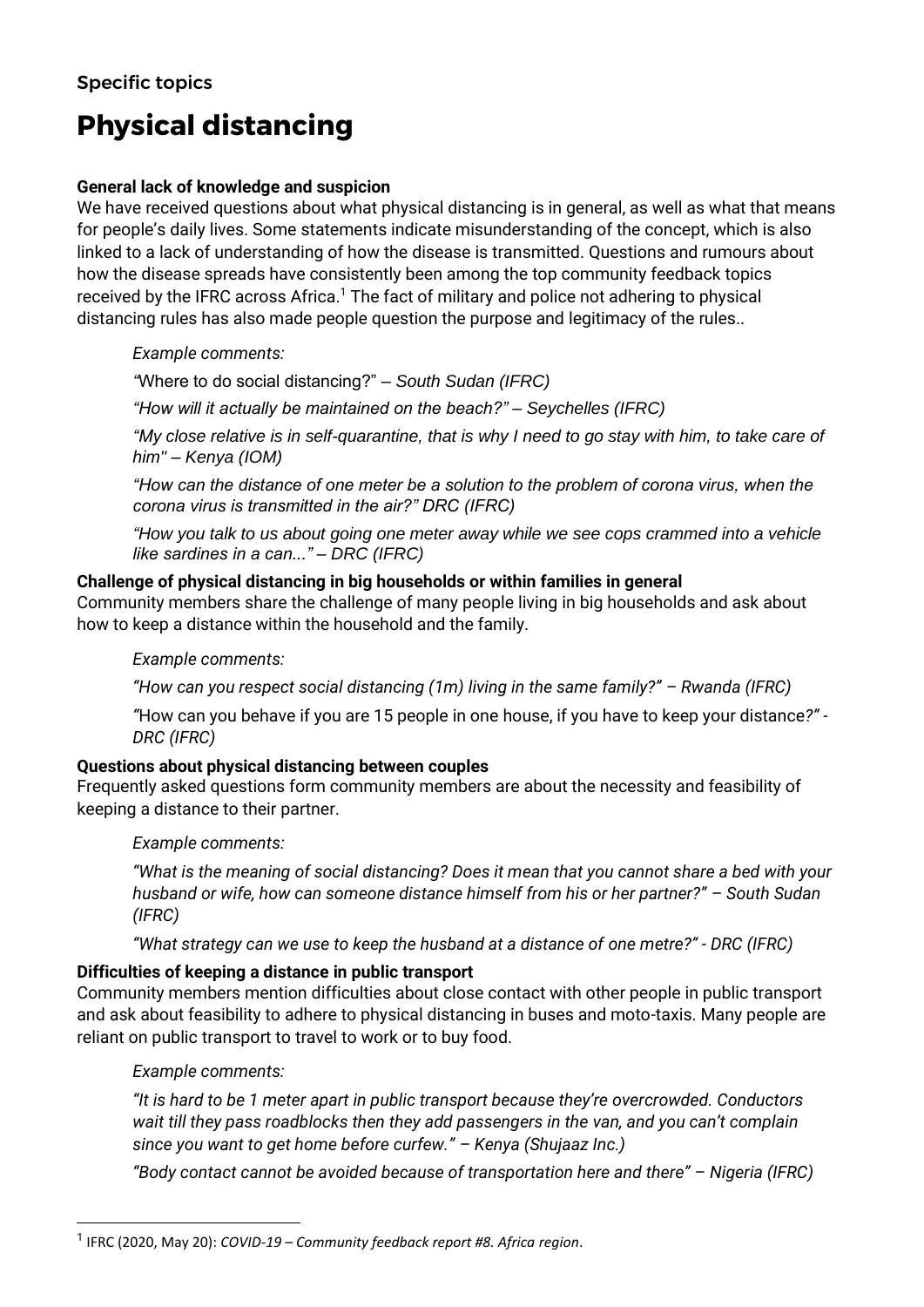### Specific topics

# Physical distancing

**General lack of knowledge and suspicion**

We have received questions about what physical distancing is in general, as well as what that means for people's daily lives. Some statements indicate misunderstanding of the concept, which is also linked to a lack of understanding of how the disease is transmitted. Questions and rumours about how the disease spreads have consistently been among the top community feedback topics received by the IFRC across Africa.[1] The fact of military and police not adhering to physical distancing rules has also made people question the purpose and legitimacy of the rules..

> *Example comments:*
>
> *"*Where to do social distancing?" *– South Sudan (IFRC)*
>
> *"How will it actually be maintained on the beach?" – Seychelles (IFRC)*
>
> *"My close relative is in self-quarantine, that is why I need to go stay with him, to take care of him'' – Kenya (IOM)*
>
> *"How can the distance of one meter be a solution to the problem of corona virus, when the corona virus is transmitted in the air?" DRC (IFRC)*
>
> *"How you talk to us about going one meter away while we see cops crammed into a vehicle like sardines in a can..." – DRC (IFRC)*

**Challenge of physical distancing in big households or within families in general**

Community members share the challenge of many people living in big households and ask about how to keep a distance within the household and the family.

> *Example comments:*
>
> *"How can you respect social distancing (1m) living in the same family?" – Rwanda (IFRC)*
>
> *"*How can you behave if you are 15 people in one house, if you have to keep your distance*?" - DRC (IFRC)*

**Questions about physical distancing between couples**

Frequently asked questions form community members are about the necessity and feasibility of keeping a distance to their partner.

> *Example comments:*
>
> *"What is the meaning of social distancing? Does it mean that you cannot share a bed with your husband or wife, how can someone distance himself from his or her partner?" – South Sudan (IFRC)*
>
> *"What strategy can we use to keep the husband at a distance of one metre?" - DRC (IFRC)*

**Difficulties of keeping a distance in public transport**

Community members mention difficulties about close contact with other people in public transport and ask about feasibility to adhere to physical distancing in buses and moto-taxis. Many people are reliant on public transport to travel to work or to buy food.

> *Example comments:*
>
> *"It is hard to be 1 meter apart in public transport because they're overcrowded. Conductors wait till they pass roadblocks then they add passengers in the van, and you can't complain since you want to get home before curfew." – Kenya (Shujaaz Inc.)*
>
> *"Body contact cannot be avoided because of transportation here and there" – Nigeria (IFRC)*

---

[1] IFRC (2020, May 20): *COVID-19 – Community feedback report #8. Africa region*.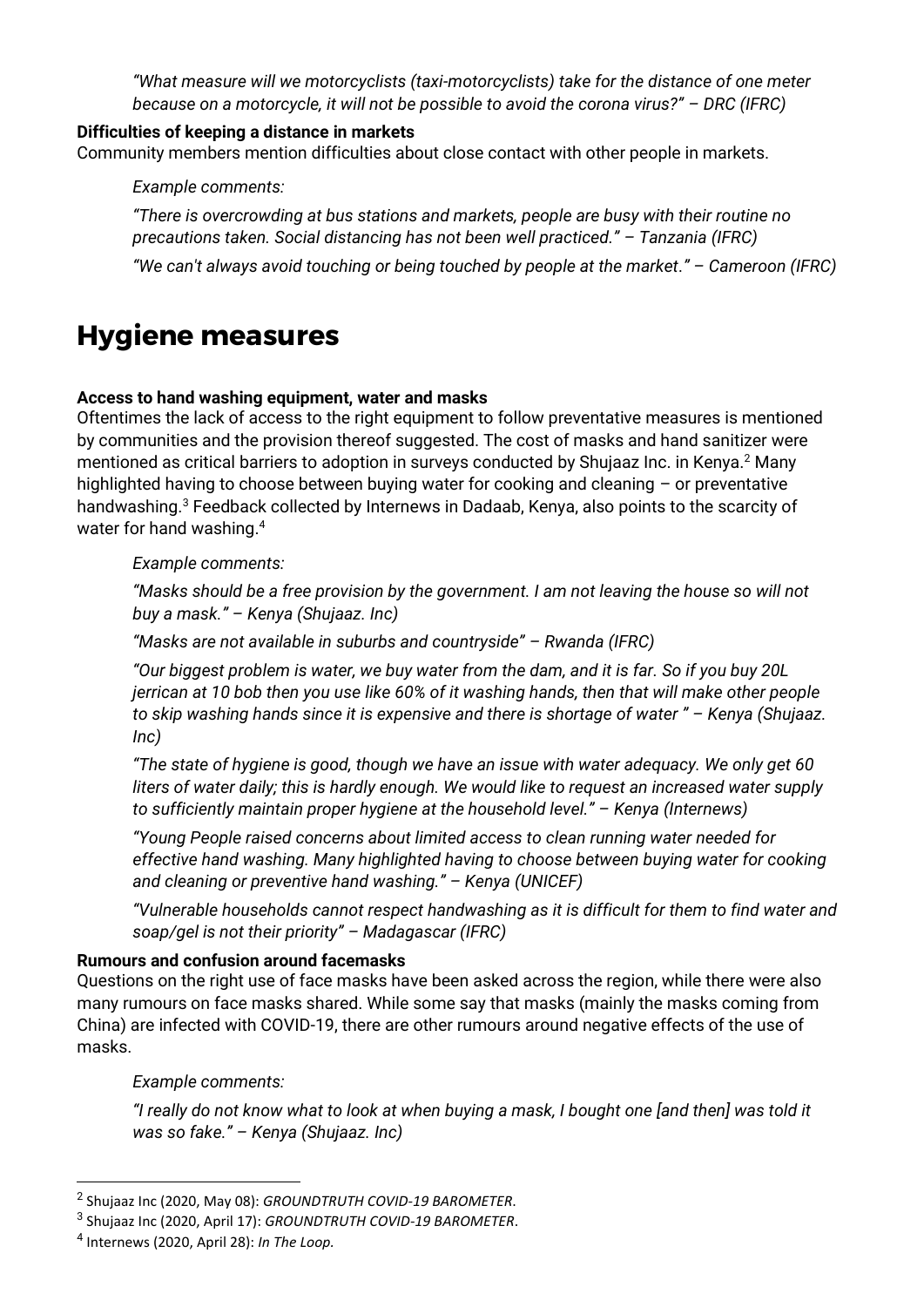*"What measure will we motorcyclists (taxi-motorcyclists) take for the distance of one meter because on a motorcycle, it will not be possible to avoid the corona virus?" – DRC (IFRC)*

**Difficulties of keeping a distance in markets**

Community members mention difficulties about close contact with other people in markets.

*Example comments:*

*"There is overcrowding at bus stations and markets, people are busy with their routine no precautions taken. Social distancing has not been well practiced." – Tanzania (IFRC)*

*"We can't always avoid touching or being touched by people at the market." – Cameroon (IFRC)*

# Hygiene measures

**Access to hand washing equipment, water and masks**

Oftentimes the lack of access to the right equipment to follow preventative measures is mentioned by communities and the provision thereof suggested. The cost of masks and hand sanitizer were mentioned as critical barriers to adoption in surveys conducted by Shujaaz Inc. in Kenya.[2] Many highlighted having to choose between buying water for cooking and cleaning – or preventative handwashing.[3] Feedback collected by Internews in Dadaab, Kenya, also points to the scarcity of water for hand washing.[4]

*Example comments:*

*"Masks should be a free provision by the government. I am not leaving the house so will not buy a mask." – Kenya (Shujaaz. Inc)*

*"Masks are not available in suburbs and countryside" – Rwanda (IFRC)*

*"Our biggest problem is water, we buy water from the dam, and it is far. So if you buy 20L jerrican at 10 bob then you use like 60% of it washing hands, then that will make other people to skip washing hands since it is expensive and there is shortage of water " – Kenya (Shujaaz. Inc)*

*"The state of hygiene is good, though we have an issue with water adequacy. We only get 60 liters of water daily; this is hardly enough. We would like to request an increased water supply to sufficiently maintain proper hygiene at the household level." – Kenya (Internews)*

*"Young People raised concerns about limited access to clean running water needed for effective hand washing. Many highlighted having to choose between buying water for cooking and cleaning or preventive hand washing." – Kenya (UNICEF)*

*"Vulnerable households cannot respect handwashing as it is difficult for them to find water and soap/gel is not their priority" – Madagascar (IFRC)*

**Rumours and confusion around facemasks**

Questions on the right use of face masks have been asked across the region, while there were also many rumours on face masks shared. While some say that masks (mainly the masks coming from China) are infected with COVID-19, there are other rumours around negative effects of the use of masks.

*Example comments:*

*"I really do not know what to look at when buying a mask, I bought one [and then] was told it was so fake." – Kenya (Shujaaz. Inc)*

---

[2] Shujaaz Inc (2020, May 08): *GROUNDTRUTH COVID-19 BAROMETER*.

[3] Shujaaz Inc (2020, April 17): *GROUNDTRUTH COVID-19 BAROMETER*.

[4] Internews (2020, April 28): *In The Loop.*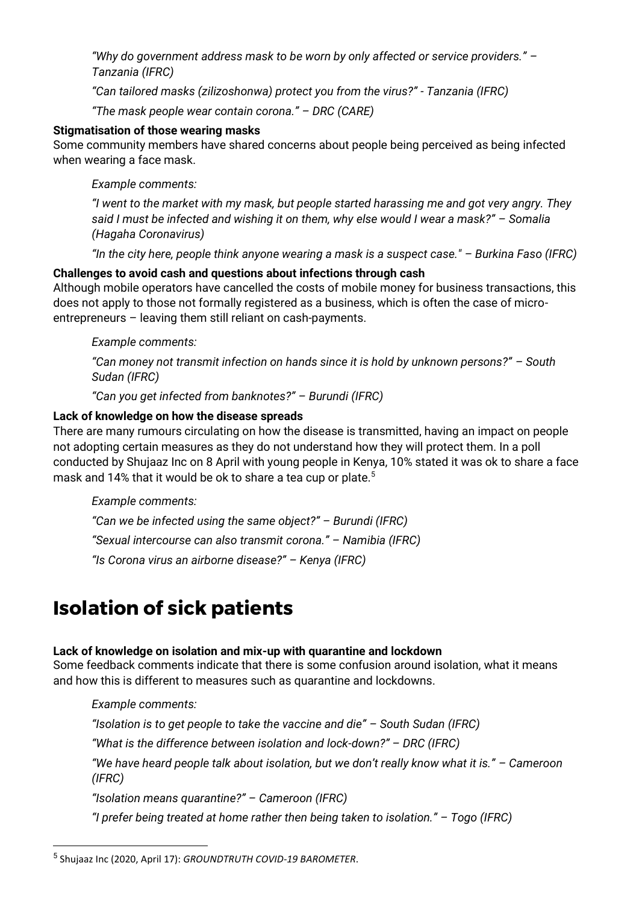*"Why do government address mask to be worn by only affected or service providers." – Tanzania (IFRC)*

*"Can tailored masks (zilizoshonwa) protect you from the virus?" - Tanzania (IFRC)*

*"The mask people wear contain corona." – DRC (CARE)*

**Stigmatisation of those wearing masks**

Some community members have shared concerns about people being perceived as being infected when wearing a face mask.

*Example comments:*

*"I went to the market with my mask, but people started harassing me and got very angry. They said I must be infected and wishing it on them, why else would I wear a mask?" – Somalia (Hagaha Coronavirus)*

*"In the city here, people think anyone wearing a mask is a suspect case." – Burkina Faso (IFRC)*

**Challenges to avoid cash and questions about infections through cash**

Although mobile operators have cancelled the costs of mobile money for business transactions, this does not apply to those not formally registered as a business, which is often the case of micro-entrepreneurs – leaving them still reliant on cash-payments.

*Example comments:*

*"Can money not transmit infection on hands since it is hold by unknown persons?" – South Sudan (IFRC)*

*"Can you get infected from banknotes?" – Burundi (IFRC)*

**Lack of knowledge on how the disease spreads**

There are many rumours circulating on how the disease is transmitted, having an impact on people not adopting certain measures as they do not understand how they will protect them. In a poll conducted by Shujaaz Inc on 8 April with young people in Kenya, 10% stated it was ok to share a face mask and 14% that it would be ok to share a tea cup or plate.[5]

*Example comments:*

*"Can we be infected using the same object?" – Burundi (IFRC)*

*"Sexual intercourse can also transmit corona." – Namibia (IFRC)*

*"Is Corona virus an airborne disease?" – Kenya (IFRC)*

# Isolation of sick patients

**Lack of knowledge on isolation and mix-up with quarantine and lockdown**

Some feedback comments indicate that there is some confusion around isolation, what it means and how this is different to measures such as quarantine and lockdowns.

*Example comments:*

*"Isolation is to get people to take the vaccine and die" – South Sudan (IFRC)*

*"What is the difference between isolation and lock-down?" – DRC (IFRC)*

*"We have heard people talk about isolation, but we don't really know what it is." – Cameroon (IFRC)*

*"Isolation means quarantine?" – Cameroon (IFRC)*

*"I prefer being treated at home rather then being taken to isolation." – Togo (IFRC)*

[5] Shujaaz Inc (2020, April 17): *GROUNDTRUTH COVID-19 BAROMETER*.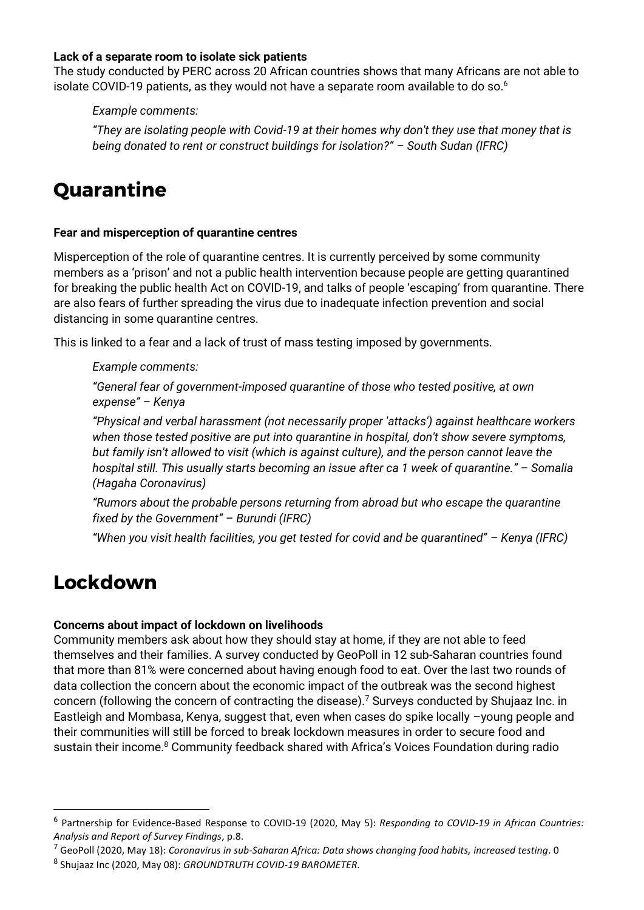**Lack of a separate room to isolate sick patients**

The study conducted by PERC across 20 African countries shows that many Africans are not able to isolate COVID-19 patients, as they would not have a separate room available to do so.[6]

*Example comments:*

*"They are isolating people with Covid-19 at their homes why don't they use that money that is being donated to rent or construct buildings for isolation?" – South Sudan (IFRC)*

# Quarantine

**Fear and misperception of quarantine centres**

Misperception of the role of quarantine centres. It is currently perceived by some community members as a 'prison' and not a public health intervention because people are getting quarantined for breaking the public health Act on COVID-19, and talks of people 'escaping' from quarantine. There are also fears of further spreading the virus due to inadequate infection prevention and social distancing in some quarantine centres.

This is linked to a fear and a lack of trust of mass testing imposed by governments.

*Example comments:*

*"General fear of government-imposed quarantine of those who tested positive, at own expense" – Kenya*

*"Physical and verbal harassment (not necessarily proper 'attacks') against healthcare workers when those tested positive are put into quarantine in hospital, don't show severe symptoms, but family isn't allowed to visit (which is against culture), and the person cannot leave the hospital still. This usually starts becoming an issue after ca 1 week of quarantine." – Somalia (Hagaha Coronavirus)*

*"Rumors about the probable persons returning from abroad but who escape the quarantine fixed by the Government" – Burundi (IFRC)*

*"When you visit health facilities, you get tested for covid and be quarantined" – Kenya (IFRC)*

# Lockdown

**Concerns about impact of lockdown on livelihoods**

Community members ask about how they should stay at home, if they are not able to feed themselves and their families. A survey conducted by GeoPoll in 12 sub-Saharan countries found that more than 81% were concerned about having enough food to eat. Over the last two rounds of data collection the concern about the economic impact of the outbreak was the second highest concern (following the concern of contracting the disease).[7] Surveys conducted by Shujaaz Inc. in Eastleigh and Mombasa, Kenya, suggest that, even when cases do spike locally –young people and their communities will still be forced to break lockdown measures in order to secure food and sustain their income.[8] Community feedback shared with Africa's Voices Foundation during radio

---

[6] Partnership for Evidence-Based Response to COVID-19 (2020, May 5): *Responding to COVID-19 in African Countries: Analysis and Report of Survey Findings*, p.8.

[7] GeoPoll (2020, May 18): *Coronavirus in sub-Saharan Africa: Data shows changing food habits, increased testing*. 0

[8] Shujaaz Inc (2020, May 08): *GROUNDTRUTH COVID-19 BAROMETER*.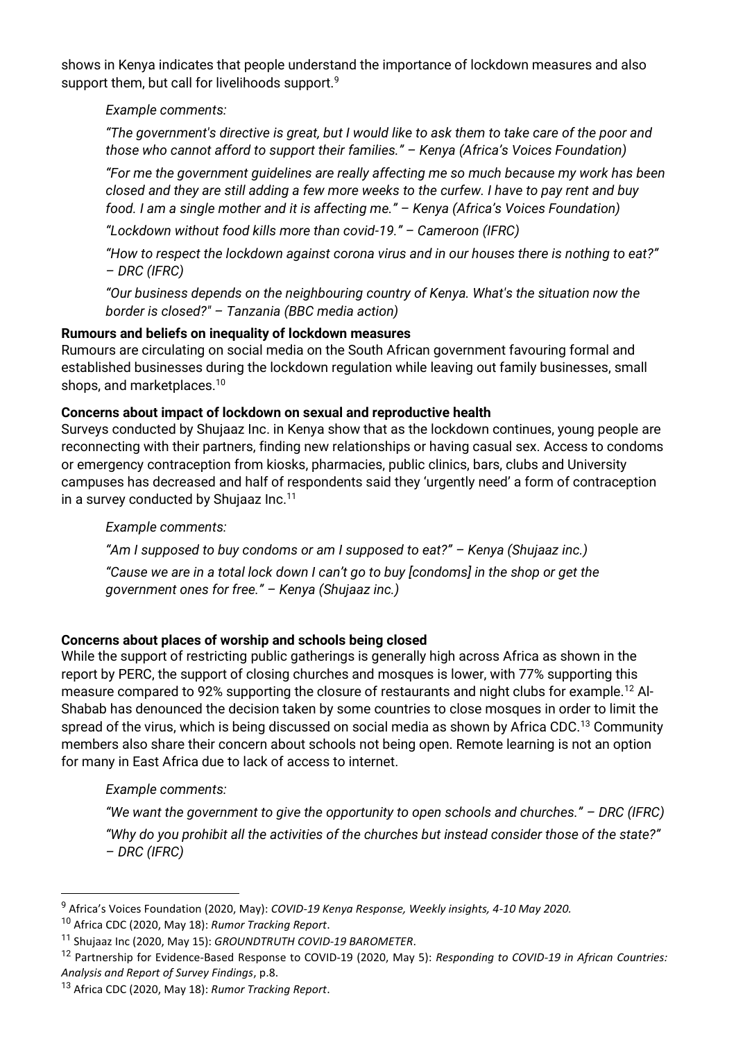shows in Kenya indicates that people understand the importance of lockdown measures and also support them, but call for livelihoods support.[9]

*Example comments:*

*"The government's directive is great, but I would like to ask them to take care of the poor and those who cannot afford to support their families." – Kenya (Africa's Voices Foundation)*

*"For me the government guidelines are really affecting me so much because my work has been closed and they are still adding a few more weeks to the curfew. I have to pay rent and buy food. I am a single mother and it is affecting me." – Kenya (Africa's Voices Foundation)*

*"Lockdown without food kills more than covid-19." – Cameroon (IFRC)*

*"How to respect the lockdown against corona virus and in our houses there is nothing to eat?" – DRC (IFRC)*

*"Our business depends on the neighbouring country of Kenya. What's the situation now the border is closed?" – Tanzania (BBC media action)*

**Rumours and beliefs on inequality of lockdown measures**

Rumours are circulating on social media on the South African government favouring formal and established businesses during the lockdown regulation while leaving out family businesses, small shops, and marketplaces.[10]

**Concerns about impact of lockdown on sexual and reproductive health**

Surveys conducted by Shujaaz Inc. in Kenya show that as the lockdown continues, young people are reconnecting with their partners, finding new relationships or having casual sex. Access to condoms or emergency contraception from kiosks, pharmacies, public clinics, bars, clubs and University campuses has decreased and half of respondents said they 'urgently need' a form of contraception in a survey conducted by Shujaaz Inc.[11]

*Example comments:*

*"Am I supposed to buy condoms or am I supposed to eat?" – Kenya (Shujaaz inc.)*

*"Cause we are in a total lock down I can't go to buy [condoms] in the shop or get the government ones for free." – Kenya (Shujaaz inc.)*

**Concerns about places of worship and schools being closed**

While the support of restricting public gatherings is generally high across Africa as shown in the report by PERC, the support of closing churches and mosques is lower, with 77% supporting this measure compared to 92% supporting the closure of restaurants and night clubs for example.[12] Al-Shabab has denounced the decision taken by some countries to close mosques in order to limit the spread of the virus, which is being discussed on social media as shown by Africa CDC.[13] Community members also share their concern about schools not being open. Remote learning is not an option for many in East Africa due to lack of access to internet.

*Example comments:*

*"We want the government to give the opportunity to open schools and churches." – DRC (IFRC)*

*"Why do you prohibit all the activities of the churches but instead consider those of the state?" – DRC (IFRC)*

---

[9] Africa's Voices Foundation (2020, May): *COVID-19 Kenya Response, Weekly insights, 4-10 May 2020.*

[10] Africa CDC (2020, May 18): *Rumor Tracking Report*.

[11] Shujaaz Inc (2020, May 15): *GROUNDTRUTH COVID-19 BAROMETER*.

[12] Partnership for Evidence-Based Response to COVID-19 (2020, May 5): *Responding to COVID-19 in African Countries: Analysis and Report of Survey Findings*, p.8.

[13] Africa CDC (2020, May 18): *Rumor Tracking Report*.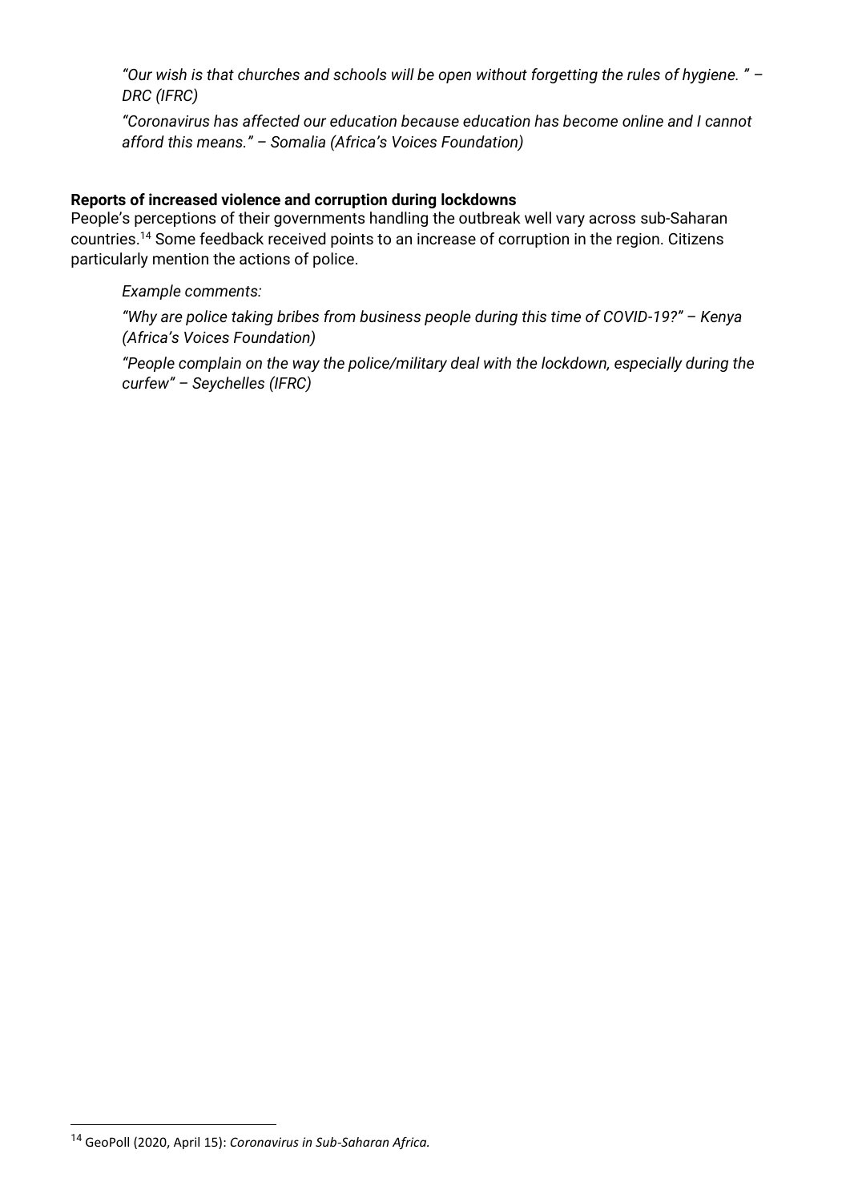*"Our wish is that churches and schools will be open without forgetting the rules of hygiene. " – DRC (IFRC)*

*"Coronavirus has affected our education because education has become online and I cannot afford this means." – Somalia (Africa's Voices Foundation)*

**Reports of increased violence and corruption during lockdowns**

People's perceptions of their governments handling the outbreak well vary across sub-Saharan countries.[14] Some feedback received points to an increase of corruption in the region. Citizens particularly mention the actions of police.

*Example comments:*

*"Why are police taking bribes from business people during this time of COVID-19?" – Kenya (Africa's Voices Foundation)*

*"People complain on the way the police/military deal with the lockdown, especially during the curfew" – Seychelles (IFRC)*

---

[14] GeoPoll (2020, April 15): *Coronavirus in Sub-Saharan Africa.*